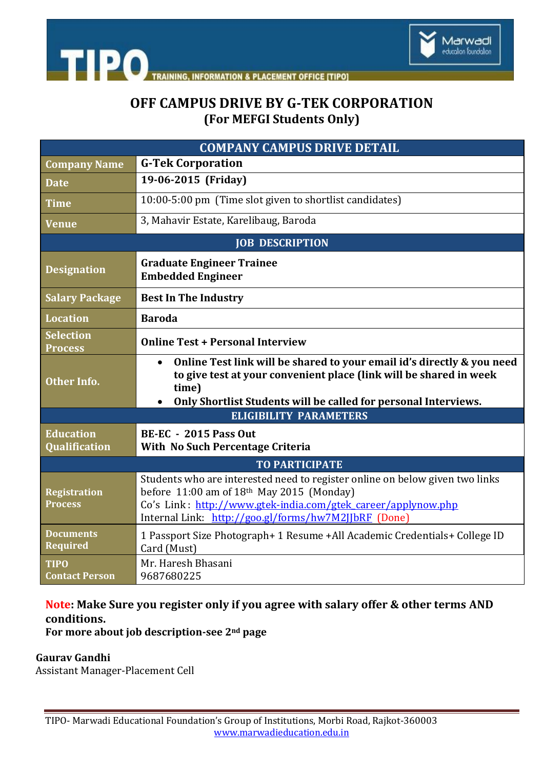TIPO — TRAINING, INFORMATION & PLACEMENT OFFICE [TIPO]

Marwadi education foundation

# OFF CAMPUS DRIVE BY G-TEK CORPORATION
## (For MEFGI Students Only)

| COMPANY CAMPUS DRIVE DETAIL | |
|---|---|
| **Company Name** | **G-Tek Corporation** |
| **Date** | **19-06-2015 (Friday)** |
| **Time** | 10:00-5:00 pm (Time slot given to shortlist candidates) |
| **Venue** | 3, Mahavir Estate, Karelibaug, Baroda |
| **JOB DESCRIPTION** | |
| **Designation** | **Graduate Engineer Trainee**<br>**Embedded Engineer** |
| **Salary Package** | **Best In The Industry** |
| **Location** | **Baroda** |
| **Selection Process** | **Online Test + Personal Interview** |
| **Other Info.** | • **Online Test link will be shared to your email id's directly & you need to give test at your convenient place (link will be shared in week time)**<br>• **Only Shortlist Students will be called for personal Interviews.** |
| **ELIGIBILITY PARAMETERS** | |
| **Education Qualification** | **BE-EC - 2015 Pass Out**<br>**With No Such Percentage Criteria** |
| **TO PARTICIPATE** | |
| **Registration Process** | Students who are interested need to register online on below given two links before 11:00 am of 18th May 2015 (Monday)<br>Co's Link : http://www.gtek-india.com/gtek_career/applynow.php<br>Internal Link: http://goo.gl/forms/hw7M2JJbRF (Done) |
| **Documents Required** | 1 Passport Size Photograph+ 1 Resume +All Academic Credentials+ College ID Card (Must) |
| **TIPO Contact Person** | Mr. Haresh Bhasani<br>9687680225 |

**Note: Make Sure you register only if you agree with salary offer & other terms AND conditions.**
**For more about job description-see 2nd page**

**Gaurav Gandhi**
Assistant Manager-Placement Cell

TIPO- Marwadi Educational Foundation's Group of Institutions, Morbi Road, Rajkot-360003
www.marwadieducation.edu.in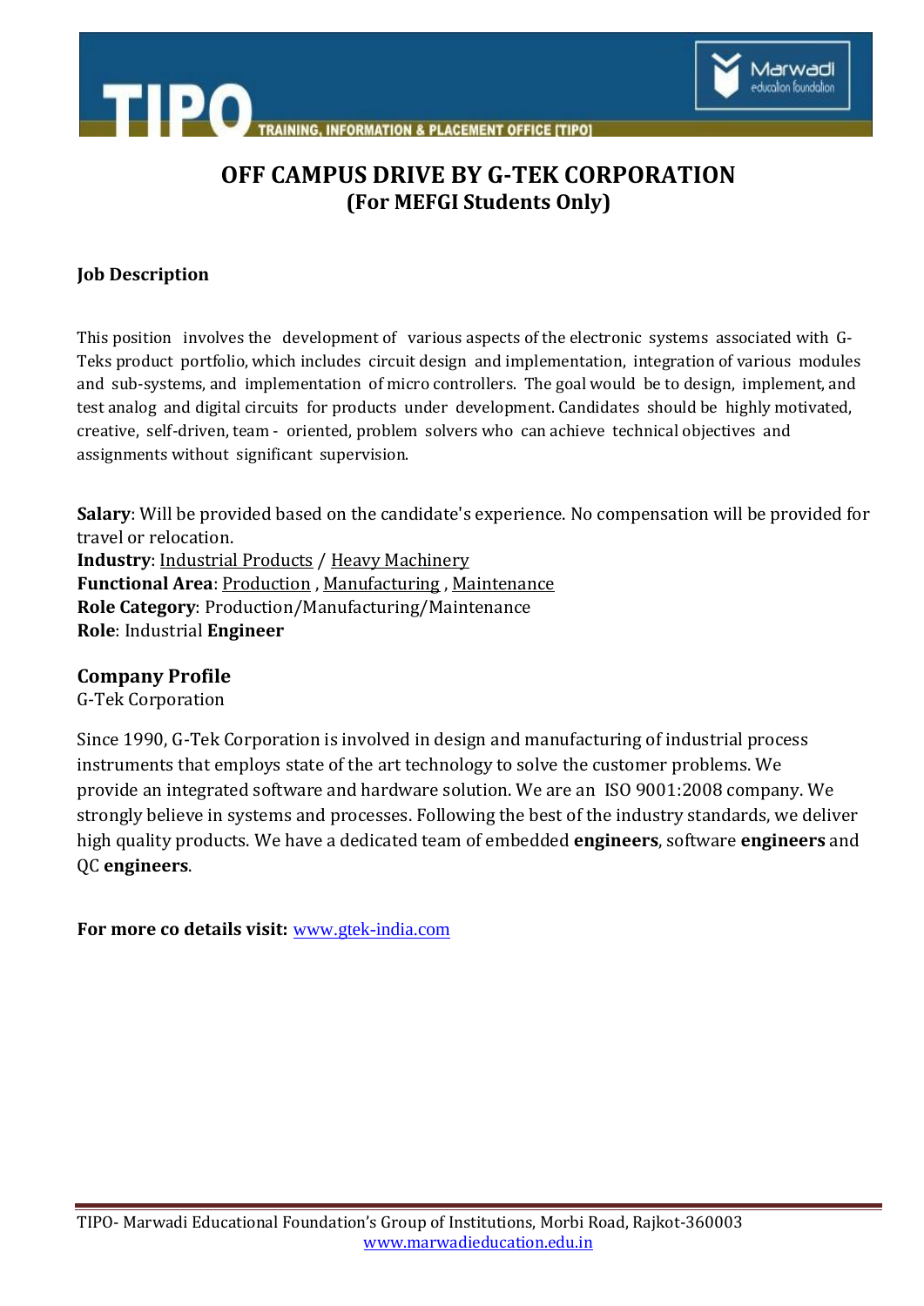# OFF CAMPUS DRIVE BY G-TEK CORPORATION
## (For MEFGI Students Only)

**Job Description**

This position involves the development of various aspects of the electronic systems associated with G-Teks product portfolio, which includes circuit design and implementation, integration of various modules and sub-systems, and implementation of micro controllers. The goal would be to design, implement, and test analog and digital circuits for products under development. Candidates should be highly motivated, creative, self-driven, team - oriented, problem solvers who can achieve technical objectives and assignments without significant supervision.

**Salary**: Will be provided based on the candidate's experience. No compensation will be provided for travel or relocation.
**Industry**: Industrial Products / Heavy Machinery
**Functional Area**: Production , Manufacturing , Maintenance
**Role Category**: Production/Manufacturing/Maintenance
**Role**: Industrial **Engineer**

### Company Profile

G-Tek Corporation

Since 1990, G-Tek Corporation is involved in design and manufacturing of industrial process instruments that employs state of the art technology to solve the customer problems. We provide an integrated software and hardware solution. We are an ISO 9001:2008 company. We strongly believe in systems and processes. Following the best of the industry standards, we deliver high quality products. We have a dedicated team of embedded **engineers**, software **engineers** and QC **engineers**.

**For more co details visit:** www.gtek-india.com